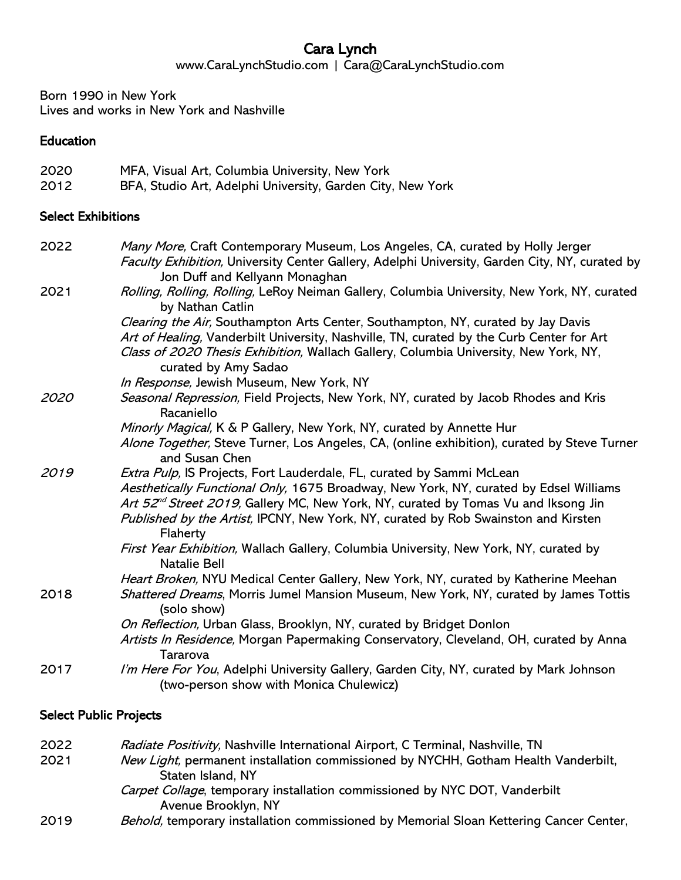# Cara Lynch

www.CaraLynchStudio.com | Cara@CaraLynchStudio.com

Born 1990 in New York
Lives and works in New York and Nashville

## Education

2020 MFA, Visual Art, Columbia University, New York
2012 BFA, Studio Art, Adelphi University, Garden City, New York

## Select Exhibitions

**2022**

- *Many More,* Craft Contemporary Museum, Los Angeles, CA, curated by Holly Jerger
- *Faculty Exhibition,* University Center Gallery, Adelphi University, Garden City, NY, curated by Jon Duff and Kellyann Monaghan

**2021**

- *Rolling, Rolling, Rolling,* LeRoy Neiman Gallery, Columbia University, New York, NY, curated by Nathan Catlin
- *Clearing the Air,* Southampton Arts Center, Southampton, NY, curated by Jay Davis
- *Art of Healing,* Vanderbilt University, Nashville, TN, curated by the Curb Center for Art
- *Class of 2020 Thesis Exhibition,* Wallach Gallery, Columbia University, New York, NY, curated by Amy Sadao
- *In Response,* Jewish Museum, New York, NY

***2020***

- *Seasonal Repression,* Field Projects, New York, NY, curated by Jacob Rhodes and Kris Racaniello
- *Minorly Magical,* K & P Gallery, New York, NY, curated by Annette Hur
- *Alone Together,* Steve Turner, Los Angeles, CA, (online exhibition), curated by Steve Turner and Susan Chen

***2019***

- *Extra Pulp,* IS Projects, Fort Lauderdale, FL, curated by Sammi McLean
- *Aesthetically Functional Only,* 1675 Broadway, New York, NY, curated by Edsel Williams
- *Art 52nd Street 2019,* Gallery MC, New York, NY, curated by Tomas Vu and Iksong Jin
- *Published by the Artist,* IPCNY, New York, NY, curated by Rob Swainston and Kirsten Flaherty
- *First Year Exhibition,* Wallach Gallery, Columbia University, New York, NY, curated by Natalie Bell
- *Heart Broken,* NYU Medical Center Gallery, New York, NY, curated by Katherine Meehan

**2018**

- *Shattered Dreams*, Morris Jumel Mansion Museum, New York, NY, curated by James Tottis (solo show)
- *On Reflection,* Urban Glass, Brooklyn, NY, curated by Bridget Donlon
- *Artists In Residence,* Morgan Papermaking Conservatory, Cleveland, OH, curated by Anna Tararova

**2017**

- *I'm Here For You*, Adelphi University Gallery, Garden City, NY, curated by Mark Johnson (two-person show with Monica Chulewicz)

## Select Public Projects

**2022**

- *Radiate Positivity,* Nashville International Airport, C Terminal, Nashville, TN

**2021**

- *New Light,* permanent installation commissioned by NYCHH, Gotham Health Vanderbilt, Staten Island, NY
- *Carpet Collage*, temporary installation commissioned by NYC DOT, Vanderbilt Avenue Brooklyn, NY

**2019**

- *Behold,* temporary installation commissioned by Memorial Sloan Kettering Cancer Center,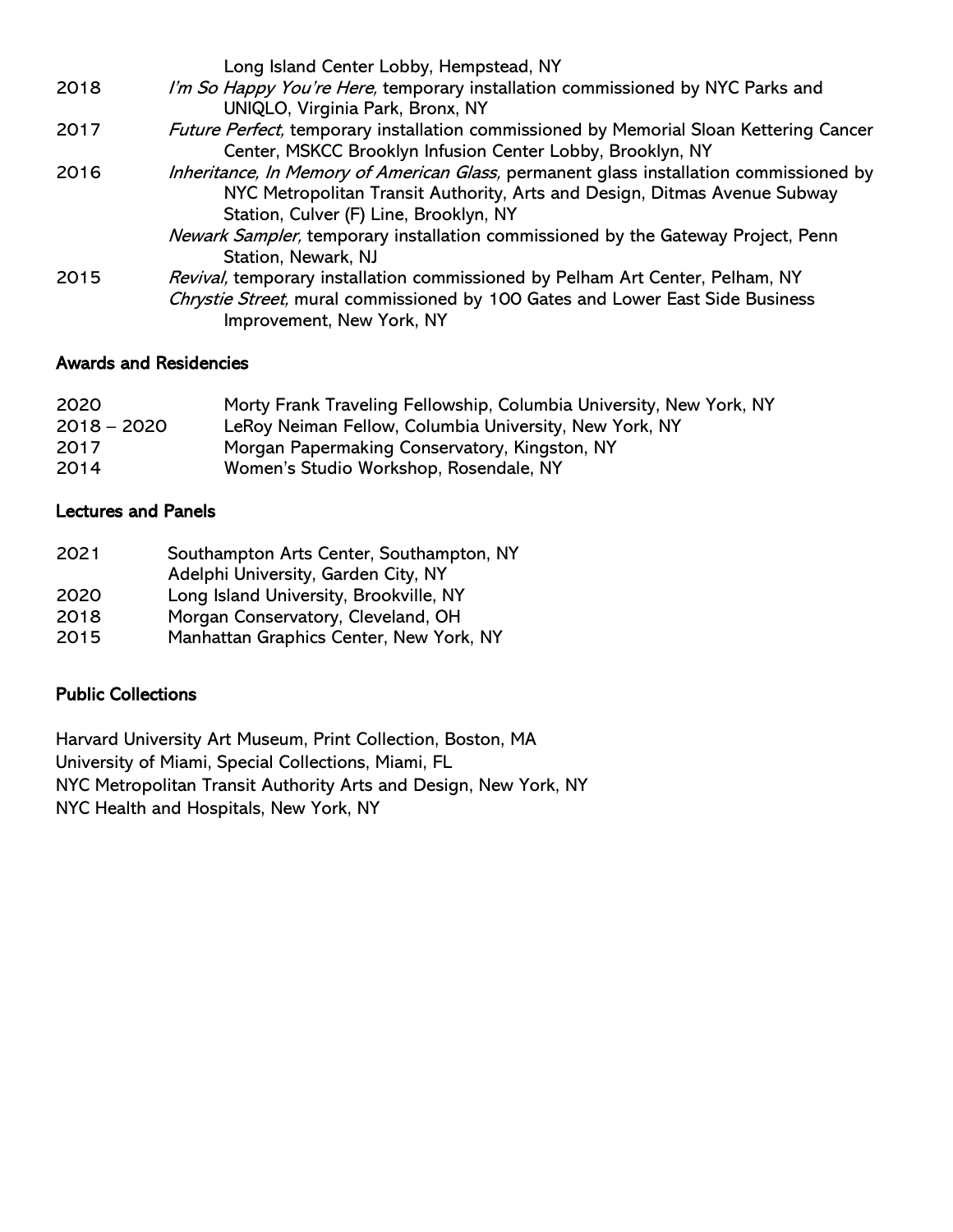Long Island Center Lobby, Hempstead, NY

2018 *I'm So Happy You're Here,* temporary installation commissioned by NYC Parks and UNIQLO, Virginia Park, Bronx, NY

2017 *Future Perfect,* temporary installation commissioned by Memorial Sloan Kettering Cancer Center, MSKCC Brooklyn Infusion Center Lobby, Brooklyn, NY

2016 *Inheritance, In Memory of American Glass,* permanent glass installation commissioned by NYC Metropolitan Transit Authority, Arts and Design, Ditmas Avenue Subway Station, Culver (F) Line, Brooklyn, NY

*Newark Sampler,* temporary installation commissioned by the Gateway Project, Penn Station, Newark, NJ

2015 *Revival,* temporary installation commissioned by Pelham Art Center, Pelham, NY

*Chrystie Street,* mural commissioned by 100 Gates and Lower East Side Business Improvement, New York, NY

## Awards and Residencies

2020 Morty Frank Traveling Fellowship, Columbia University, New York, NY

2018 – 2020 LeRoy Neiman Fellow, Columbia University, New York, NY

2017 Morgan Papermaking Conservatory, Kingston, NY

2014 Women's Studio Workshop, Rosendale, NY

## Lectures and Panels

2021 Southampton Arts Center, Southampton, NY

Adelphi University, Garden City, NY

2020 Long Island University, Brookville, NY

2018 Morgan Conservatory, Cleveland, OH

2015 Manhattan Graphics Center, New York, NY

## Public Collections

Harvard University Art Museum, Print Collection, Boston, MA

University of Miami, Special Collections, Miami, FL

NYC Metropolitan Transit Authority Arts and Design, New York, NY

NYC Health and Hospitals, New York, NY